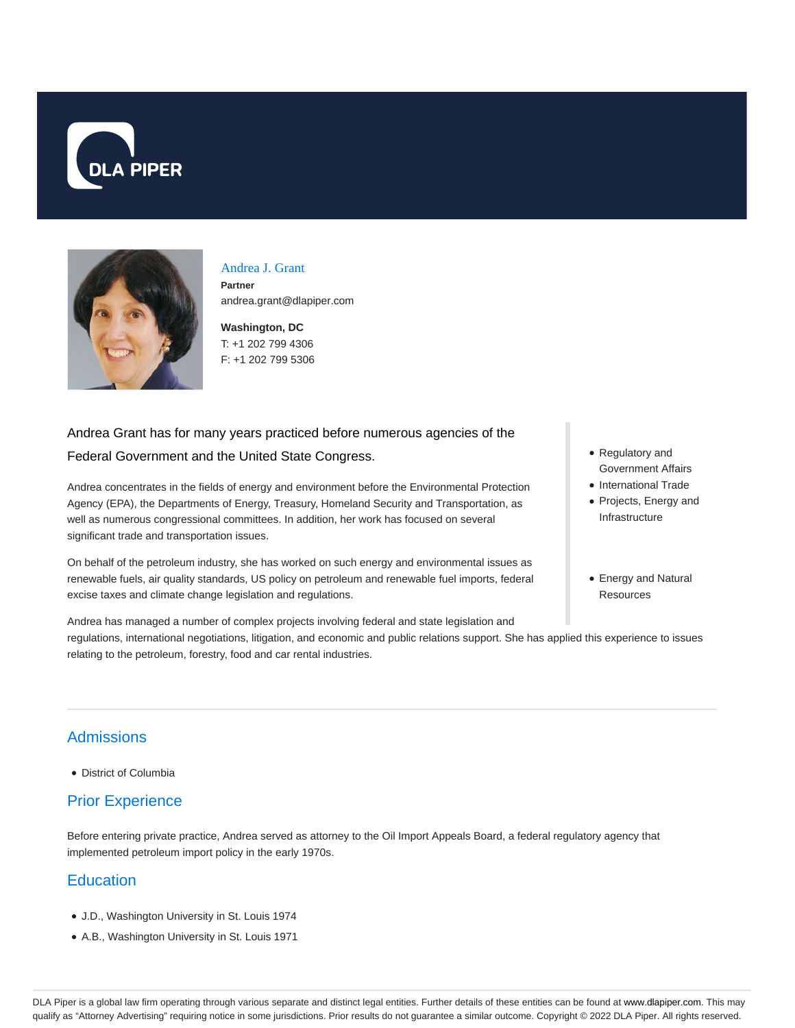DLA PIPER

# Andrea J. Grant

**Partner**
andrea.grant@dlapiper.com

**Washington, DC**
T: +1 202 799 4306
F: +1 202 799 5306

Andrea Grant has for many years practiced before numerous agencies of the Federal Government and the United State Congress.

Andrea concentrates in the fields of energy and environment before the Environmental Protection Agency (EPA), the Departments of Energy, Treasury, Homeland Security and Transportation, as well as numerous congressional committees. In addition, her work has focused on several significant trade and transportation issues.

On behalf of the petroleum industry, she has worked on such energy and environmental issues as renewable fuels, air quality standards, US policy on petroleum and renewable fuel imports, federal excise taxes and climate change legislation and regulations.

Andrea has managed a number of complex projects involving federal and state legislation and regulations, international negotiations, litigation, and economic and public relations support. She has applied this experience to issues relating to the petroleum, forestry, food and car rental industries.

- Regulatory and Government Affairs
- International Trade
- Projects, Energy and Infrastructure

- Energy and Natural Resources

## Admissions

- District of Columbia

## Prior Experience

Before entering private practice, Andrea served as attorney to the Oil Import Appeals Board, a federal regulatory agency that implemented petroleum import policy in the early 1970s.

## Education

- J.D., Washington University in St. Louis 1974
- A.B., Washington University in St. Louis 1971

DLA Piper is a global law firm operating through various separate and distinct legal entities. Further details of these entities can be found at www.dlapiper.com. This may qualify as "Attorney Advertising" requiring notice in some jurisdictions. Prior results do not guarantee a similar outcome. Copyright © 2022 DLA Piper. All rights reserved.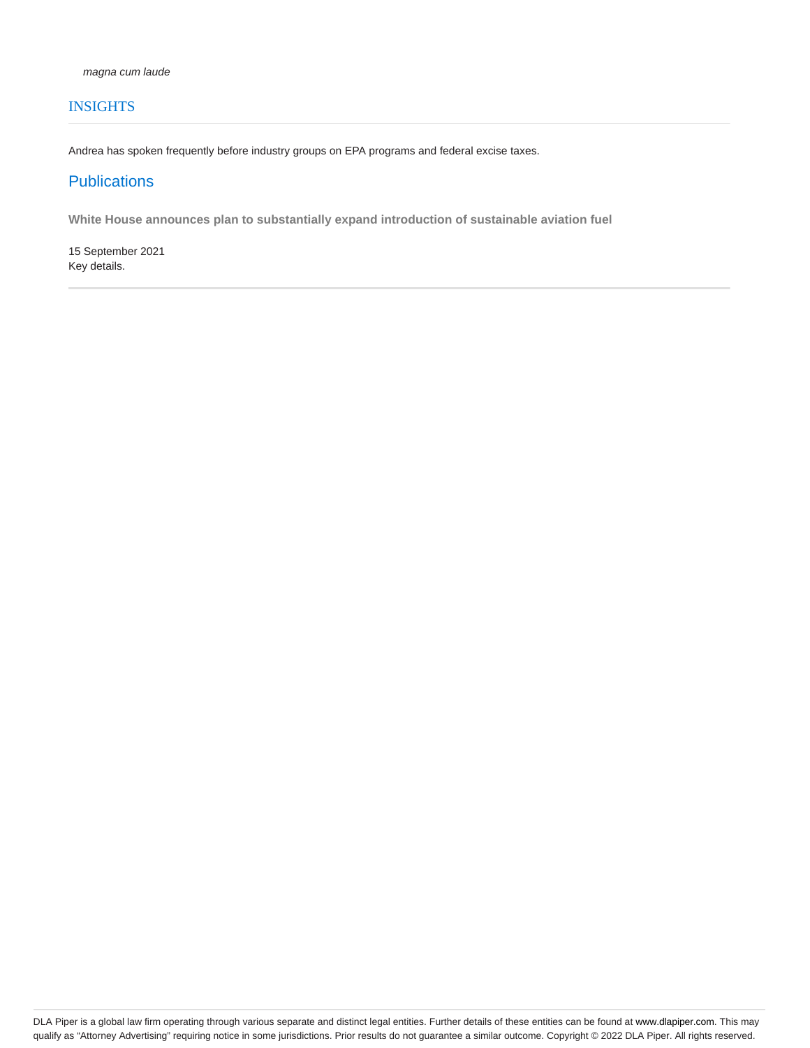*magna cum laude*

## INSIGHTS

Andrea has spoken frequently before industry groups on EPA programs and federal excise taxes.

## Publications

**White House announces plan to substantially expand introduction of sustainable aviation fuel**

15 September 2021
Key details.

DLA Piper is a global law firm operating through various separate and distinct legal entities. Further details of these entities can be found at www.dlapiper.com. This may qualify as "Attorney Advertising" requiring notice in some jurisdictions. Prior results do not guarantee a similar outcome. Copyright © 2022 DLA Piper. All rights reserved.